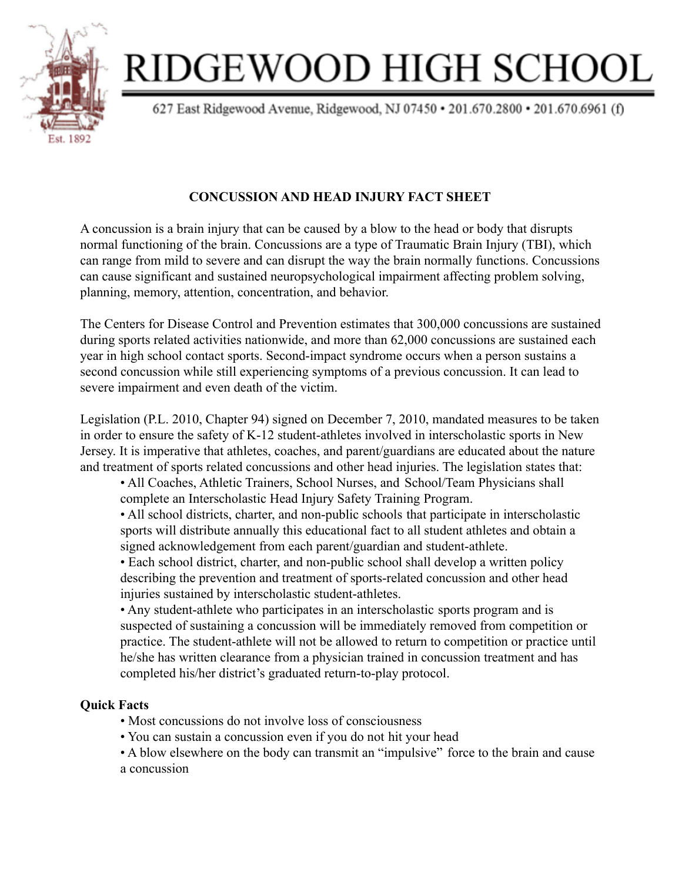# RIDGEWOOD HIGH SCHOOL

627 East Ridgewood Avenue, Ridgewood, NJ 07450 • 201.670.2800 • 201.670.6961 (f)

Est. 1892

## CONCUSSION AND HEAD INJURY FACT SHEET

A concussion is a brain injury that can be caused by a blow to the head or body that disrupts normal functioning of the brain. Concussions are a type of Traumatic Brain Injury (TBI), which can range from mild to severe and can disrupt the way the brain normally functions. Concussions can cause significant and sustained neuropsychological impairment affecting problem solving, planning, memory, attention, concentration, and behavior.

The Centers for Disease Control and Prevention estimates that 300,000 concussions are sustained during sports related activities nationwide, and more than 62,000 concussions are sustained each year in high school contact sports. Second-impact syndrome occurs when a person sustains a second concussion while still experiencing symptoms of a previous concussion. It can lead to severe impairment and even death of the victim.

Legislation (P.L. 2010, Chapter 94) signed on December 7, 2010, mandated measures to be taken in order to ensure the safety of K-12 student-athletes involved in interscholastic sports in New Jersey. It is imperative that athletes, coaches, and parent/guardians are educated about the nature and treatment of sports related concussions and other head injuries. The legislation states that:

- All Coaches, Athletic Trainers, School Nurses, and School/Team Physicians shall complete an Interscholastic Head Injury Safety Training Program.
- All school districts, charter, and non-public schools that participate in interscholastic sports will distribute annually this educational fact to all student athletes and obtain a signed acknowledgement from each parent/guardian and student-athlete.
- Each school district, charter, and non-public school shall develop a written policy describing the prevention and treatment of sports-related concussion and other head injuries sustained by interscholastic student-athletes.
- Any student-athlete who participates in an interscholastic sports program and is suspected of sustaining a concussion will be immediately removed from competition or practice. The student-athlete will not be allowed to return to competition or practice until he/she has written clearance from a physician trained in concussion treatment and has completed his/her district's graduated return-to-play protocol.

**Quick Facts**

- Most concussions do not involve loss of consciousness
- You can sustain a concussion even if you do not hit your head
- A blow elsewhere on the body can transmit an "impulsive" force to the brain and cause a concussion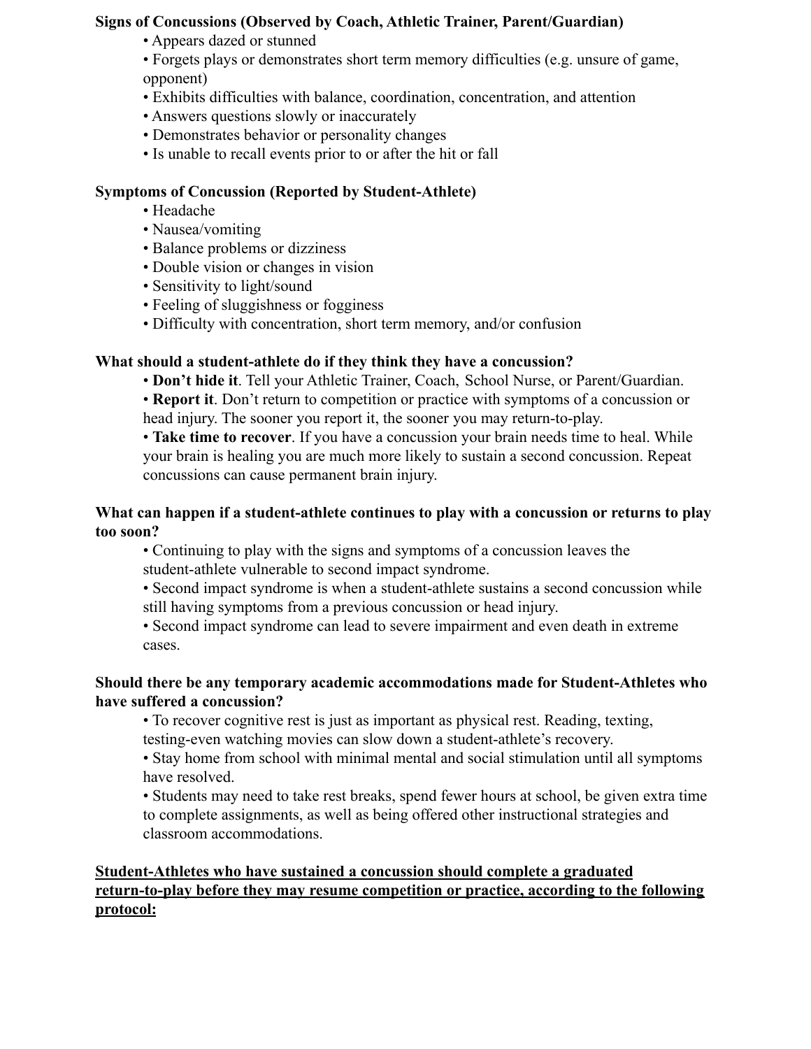**Signs of Concussions (Observed by Coach, Athletic Trainer, Parent/Guardian)**

- Appears dazed or stunned
- Forgets plays or demonstrates short term memory difficulties (e.g. unsure of game, opponent)
- Exhibits difficulties with balance, coordination, concentration, and attention
- Answers questions slowly or inaccurately
- Demonstrates behavior or personality changes
- Is unable to recall events prior to or after the hit or fall

**Symptoms of Concussion (Reported by Student-Athlete)**

- Headache
- Nausea/vomiting
- Balance problems or dizziness
- Double vision or changes in vision
- Sensitivity to light/sound
- Feeling of sluggishness or fogginess
- Difficulty with concentration, short term memory, and/or confusion

**What should a student-athlete do if they think they have a concussion?**

- **Don't hide it**. Tell your Athletic Trainer, Coach, School Nurse, or Parent/Guardian.
- **Report it**. Don't return to competition or practice with symptoms of a concussion or head injury. The sooner you report it, the sooner you may return-to-play.
- **Take time to recover**. If you have a concussion your brain needs time to heal. While your brain is healing you are much more likely to sustain a second concussion. Repeat concussions can cause permanent brain injury.

**What can happen if a student-athlete continues to play with a concussion or returns to play too soon?**

- Continuing to play with the signs and symptoms of a concussion leaves the student-athlete vulnerable to second impact syndrome.
- Second impact syndrome is when a student-athlete sustains a second concussion while still having symptoms from a previous concussion or head injury.
- Second impact syndrome can lead to severe impairment and even death in extreme cases.

**Should there be any temporary academic accommodations made for Student-Athletes who have suffered a concussion?**

- To recover cognitive rest is just as important as physical rest. Reading, texting, testing-even watching movies can slow down a student-athlete's recovery.
- Stay home from school with minimal mental and social stimulation until all symptoms have resolved.
- Students may need to take rest breaks, spend fewer hours at school, be given extra time to complete assignments, as well as being offered other instructional strategies and classroom accommodations.

**<u>Student-Athletes who have sustained a concussion should complete a graduated return-to-play before they may resume competition or practice, according to the following protocol:</u>**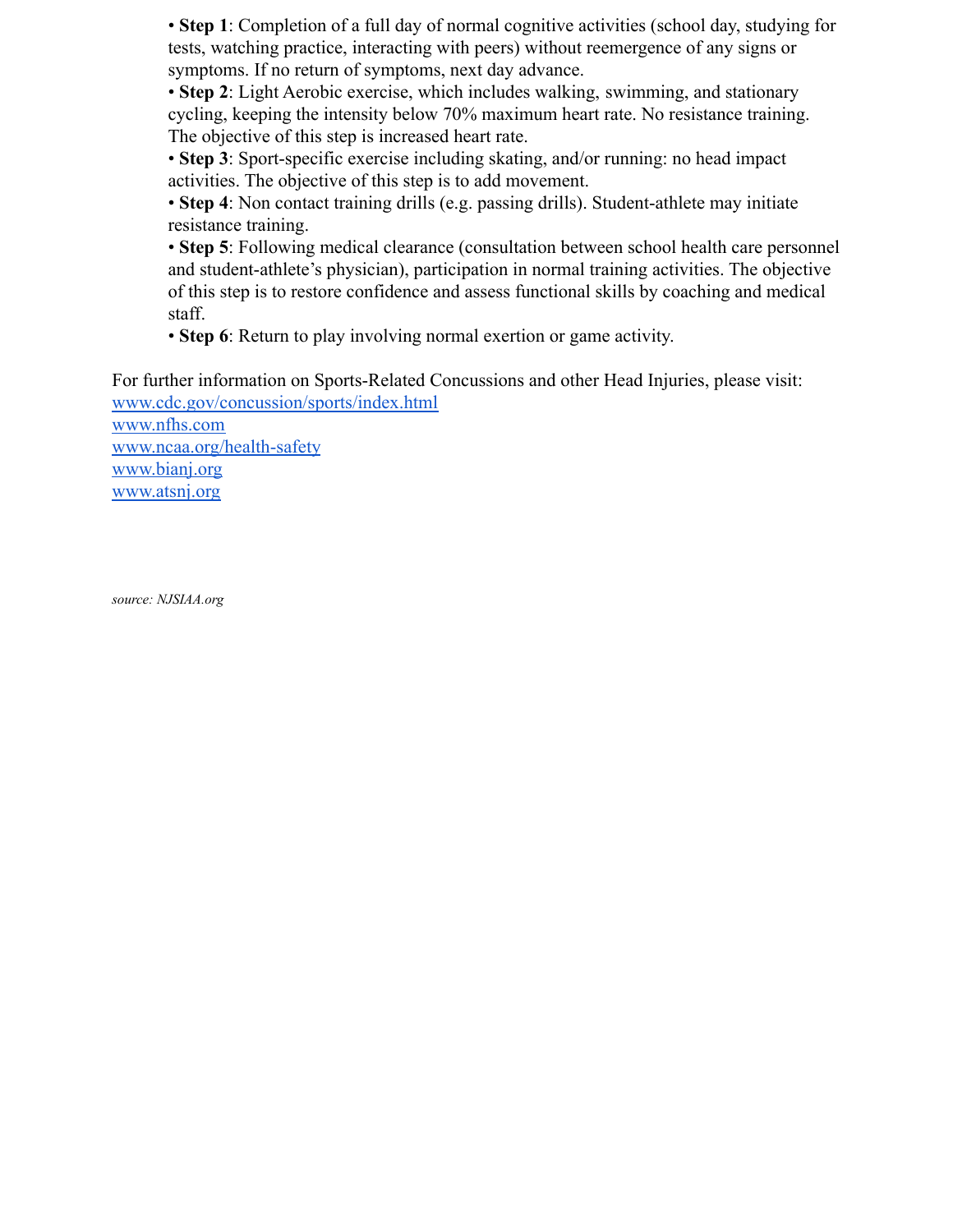- **Step 1**: Completion of a full day of normal cognitive activities (school day, studying for tests, watching practice, interacting with peers) without reemergence of any signs or symptoms. If no return of symptoms, next day advance.
- **Step 2**: Light Aerobic exercise, which includes walking, swimming, and stationary cycling, keeping the intensity below 70% maximum heart rate. No resistance training. The objective of this step is increased heart rate.
- **Step 3**: Sport-specific exercise including skating, and/or running: no head impact activities. The objective of this step is to add movement.
- **Step 4**: Non contact training drills (e.g. passing drills). Student-athlete may initiate resistance training.
- **Step 5**: Following medical clearance (consultation between school health care personnel and student-athlete's physician), participation in normal training activities. The objective of this step is to restore confidence and assess functional skills by coaching and medical staff.
- **Step 6**: Return to play involving normal exertion or game activity.

For further information on Sports-Related Concussions and other Head Injuries, please visit:
[www.cdc.gov/concussion/sports/index.html](www.cdc.gov/concussion/sports/index.html)
[www.nfhs.com](www.nfhs.com)
[www.ncaa.org/health-safety](www.ncaa.org/health-safety)
[www.bianj.org](www.bianj.org)
[www.atsnj.org](www.atsnj.org)

*source: NJSIAA.org*